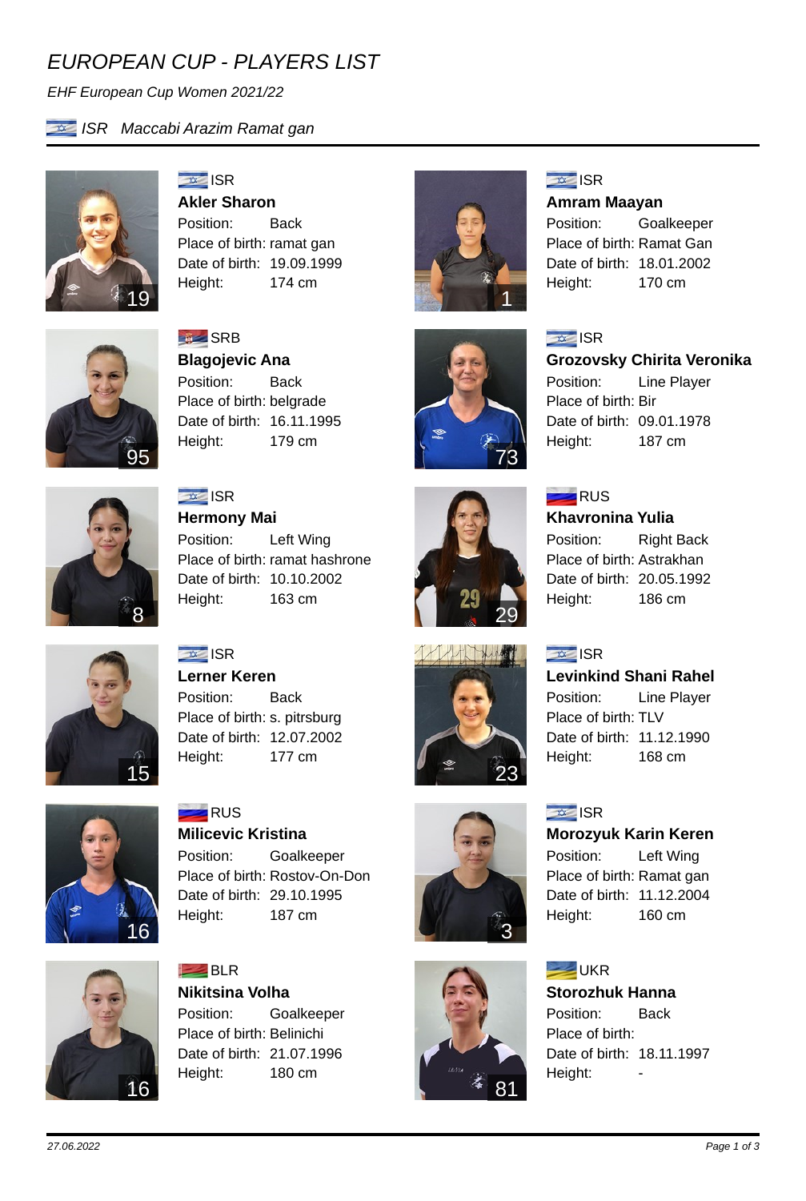# EUROPEAN CUP - PLAYERS LIST

*EHF European Cup Women 2021/22*

*ISR Maccabi Arazim Ramat gan*

---

19

ISR

**Akler Sharon**

Position: Back
Place of birth: ramat gan
Date of birth: 19.09.1999
Height: 174 cm

1

ISR

**Amram Maayan**

Position: Goalkeeper
Place of birth: Ramat Gan
Date of birth: 18.01.2002
Height: 170 cm

95

SRB

**Blagojevic Ana**

Position: Back
Place of birth: belgrade
Date of birth: 16.11.1995
Height: 179 cm

73

ISR

**Grozovsky Chirita Veronika**

Position: Line Player
Place of birth: Bir
Date of birth: 09.01.1978
Height: 187 cm

8

ISR

**Hermony Mai**

Position: Left Wing
Place of birth: ramat hashrone
Date of birth: 10.10.2002
Height: 163 cm

29

RUS

**Khavronina Yulia**

Position: Right Back
Place of birth: Astrakhan
Date of birth: 20.05.1992
Height: 186 cm

15

ISR

**Lerner Keren**

Position: Back
Place of birth: s. pitrsburg
Date of birth: 12.07.2002
Height: 177 cm

23

ISR

**Levinkind Shani Rahel**

Position: Line Player
Place of birth: TLV
Date of birth: 11.12.1990
Height: 168 cm

16

RUS

**Milicevic Kristina**

Position: Goalkeeper
Place of birth: Rostov-On-Don
Date of birth: 29.10.1995
Height: 187 cm

3

ISR

**Morozyuk Karin Keren**

Position: Left Wing
Place of birth: Ramat gan
Date of birth: 11.12.2004
Height: 160 cm

16

BLR

**Nikitsina Volha**

Position: Goalkeeper
Place of birth: Belinichi
Date of birth: 21.07.1996
Height: 180 cm

81

UKR

**Storozhuk Hanna**

Position: Back
Place of birth:
Date of birth: 18.11.1997
Height: -

---

*27.06.2022*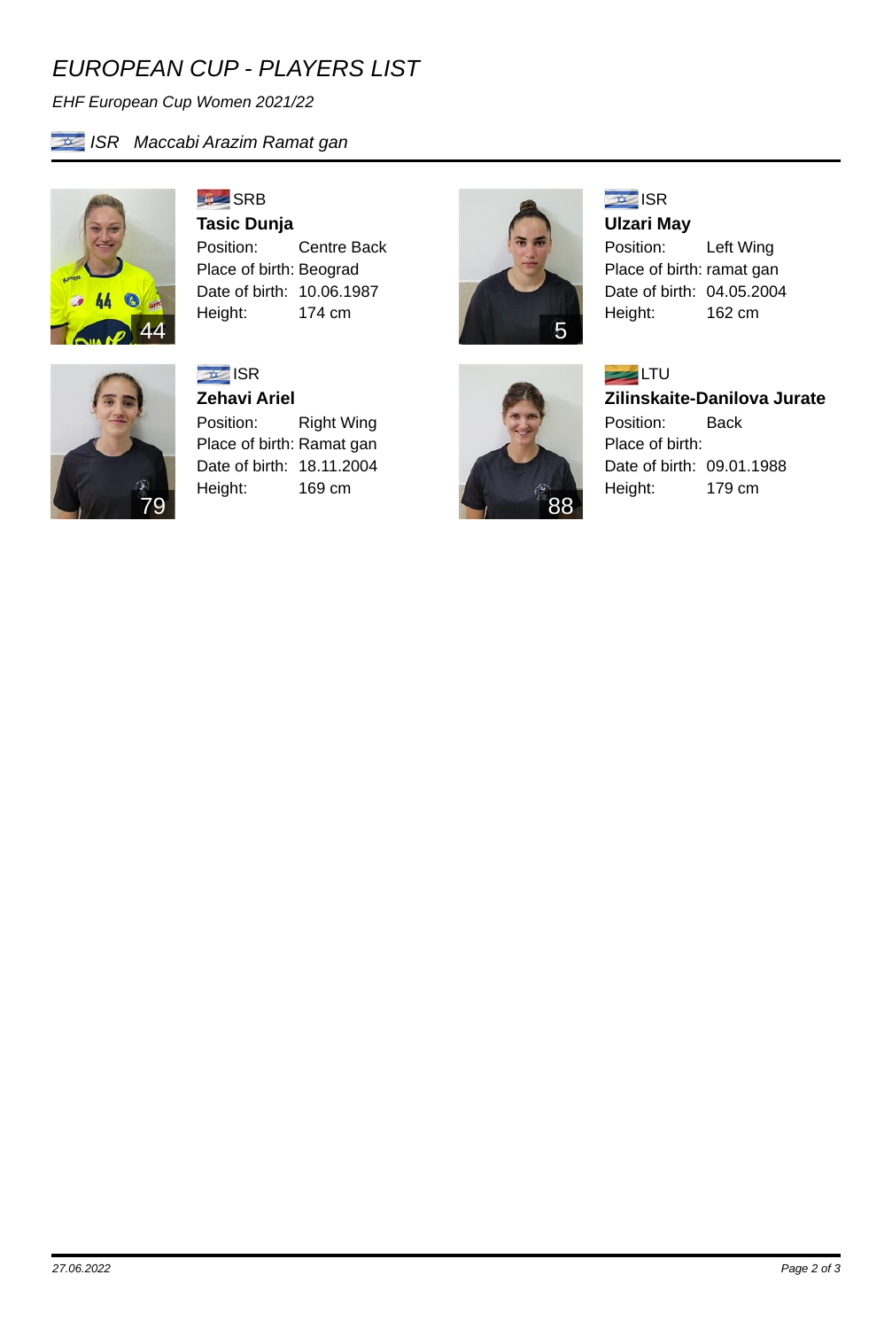# EUROPEAN CUP - PLAYERS LIST

*EHF European Cup Women 2021/22*

*ISR Maccabi Arazim Ramat gan*

---

44

SRB

**Tasic Dunja**

Position: Centre Back
Place of birth: Beograd
Date of birth: 10.06.1987
Height: 174 cm

5

ISR

**Ulzari May**

Position: Left Wing
Place of birth: ramat gan
Date of birth: 04.05.2004
Height: 162 cm

79

ISR

**Zehavi Ariel**

Position: Right Wing
Place of birth: Ramat gan
Date of birth: 18.11.2004
Height: 169 cm

88

LTU

**Zilinskaite-Danilova Jurate**

Position: Back
Place of birth:
Date of birth: 09.01.1988
Height: 179 cm

---

*27.06.2022*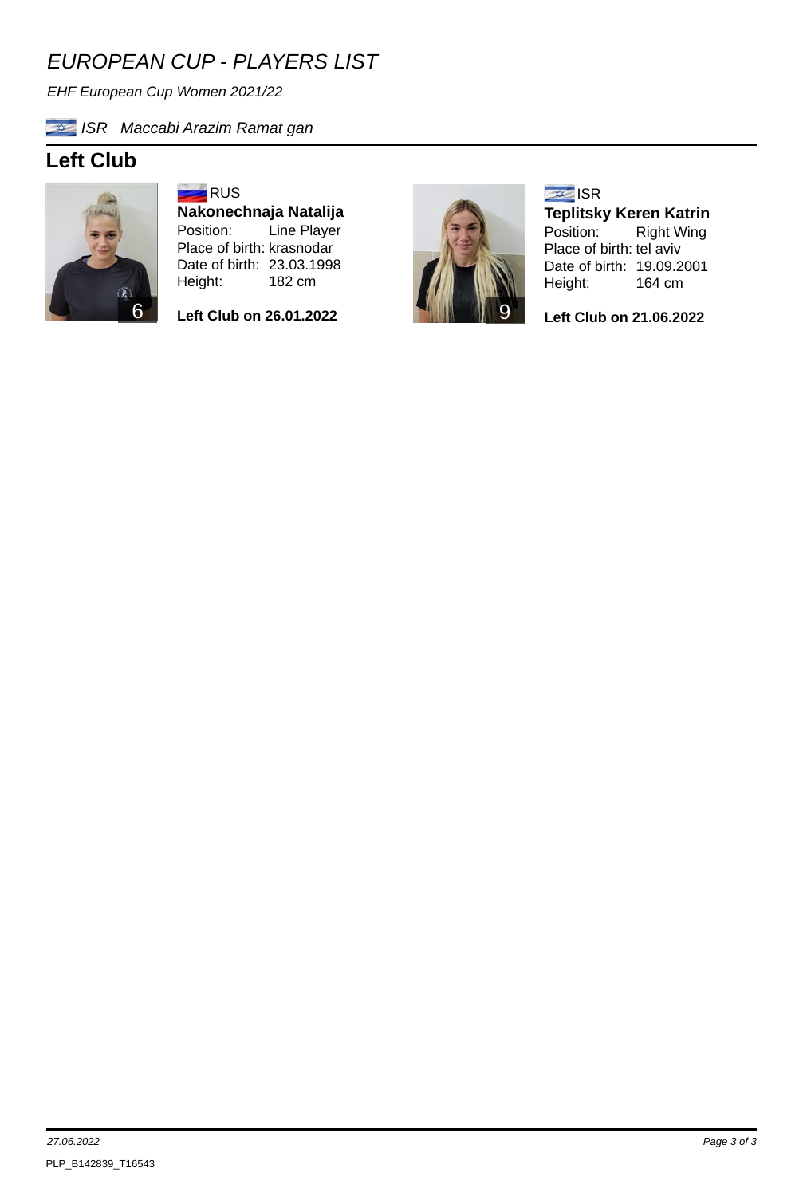# EUROPEAN CUP - PLAYERS LIST

*EHF European Cup Women 2021/22*

*ISR Maccabi Arazim Ramat gan*

## Left Club

6

RUS
**Nakonechnaja Natalija**
Position: Line Player
Place of birth: krasnodar
Date of birth: 23.03.1998
Height: 182 cm

**Left Club on 26.01.2022**

9

ISR
**Teplitsky Keren Katrin**
Position: Right Wing
Place of birth: tel aviv
Date of birth: 19.09.2001
Height: 164 cm

**Left Club on 21.06.2022**

*27.06.2022*

PLP_B142839_T16543